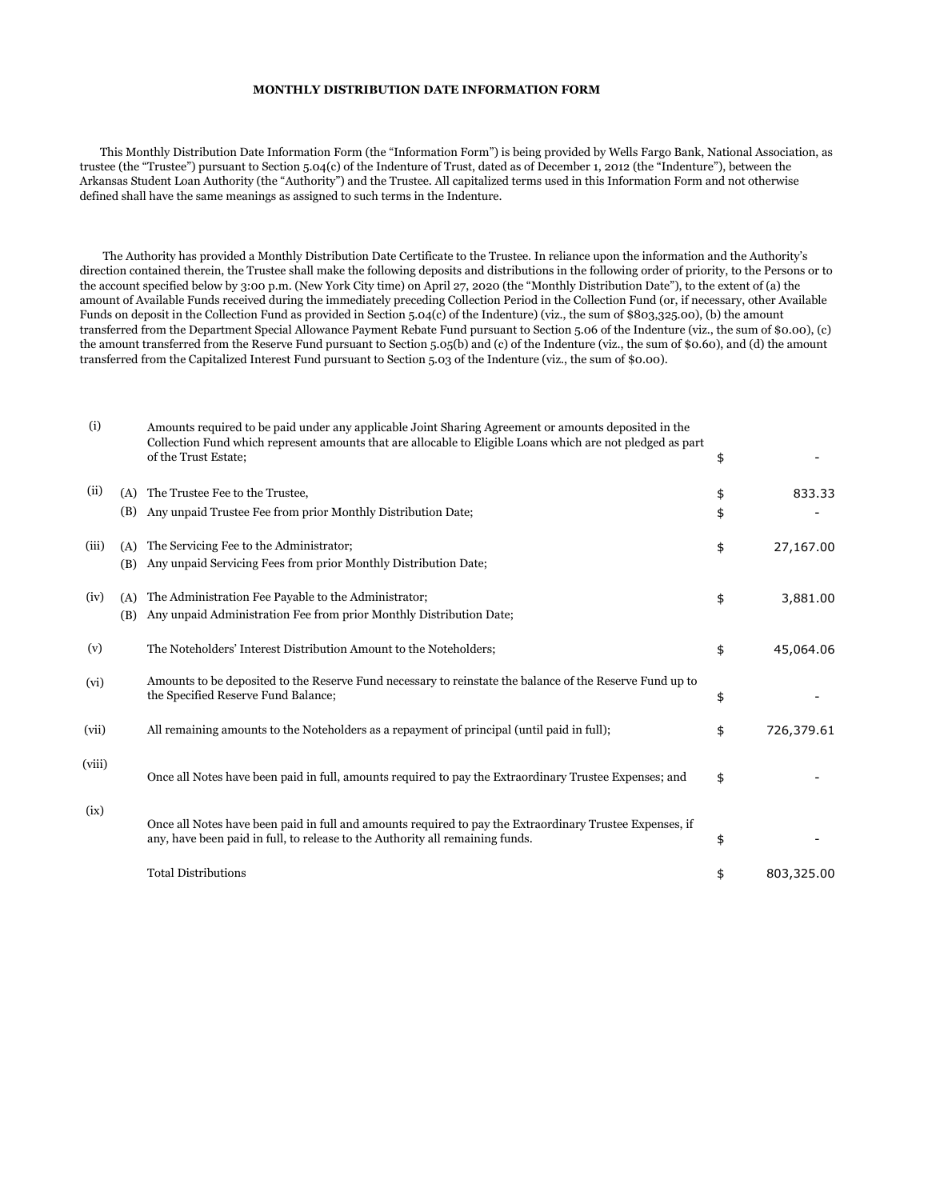**MONTHLY DISTRIBUTION DATE INFORMATION FORM**

This Monthly Distribution Date Information Form (the "Information Form") is being provided by Wells Fargo Bank, National Association, as trustee (the "Trustee") pursuant to Section 5.04(c) of the Indenture of Trust, dated as of December 1, 2012 (the "Indenture"), between the Arkansas Student Loan Authority (the "Authority") and the Trustee. All capitalized terms used in this Information Form and not otherwise defined shall have the same meanings as assigned to such terms in the Indenture.

The Authority has provided a Monthly Distribution Date Certificate to the Trustee. In reliance upon the information and the Authority's direction contained therein, the Trustee shall make the following deposits and distributions in the following order of priority, to the Persons or to the account specified below by 3:00 p.m. (New York City time) on April 27, 2020 (the "Monthly Distribution Date"), to the extent of (a) the amount of Available Funds received during the immediately preceding Collection Period in the Collection Fund (or, if necessary, other Available Funds on deposit in the Collection Fund as provided in Section 5.04(c) of the Indenture) (viz., the sum of $803,325.00), (b) the amount transferred from the Department Special Allowance Payment Rebate Fund pursuant to Section 5.06 of the Indenture (viz., the sum of $0.00), (c) the amount transferred from the Reserve Fund pursuant to Section 5.05(b) and (c) of the Indenture (viz., the sum of $0.60), and (d) the amount transferred from the Capitalized Interest Fund pursuant to Section 5.03 of the Indenture (viz., the sum of $0.00).

| | | | | |
|---|---|---|---|---|
| (i) | | Amounts required to be paid under any applicable Joint Sharing Agreement or amounts deposited in the Collection Fund which represent amounts that are allocable to Eligible Loans which are not pledged as part of the Trust Estate; | $ | - |
| (ii) | (A) | The Trustee Fee to the Trustee, | $ | 833.33 |
| | (B) | Any unpaid Trustee Fee from prior Monthly Distribution Date; | $ | - |
| (iii) | (A) | The Servicing Fee to the Administrator; | $ | 27,167.00 |
| | (B) | Any unpaid Servicing Fees from prior Monthly Distribution Date; | | |
| (iv) | (A) | The Administration Fee Payable to the Administrator; | $ | 3,881.00 |
| | (B) | Any unpaid Administration Fee from prior Monthly Distribution Date; | | |
| (v) | | The Noteholders' Interest Distribution Amount to the Noteholders; | $ | 45,064.06 |
| (vi) | | Amounts to be deposited to the Reserve Fund necessary to reinstate the balance of the Reserve Fund up to the Specified Reserve Fund Balance; | $ | - |
| (vii) | | All remaining amounts to the Noteholders as a repayment of principal (until paid in full); | $ | 726,379.61 |
| (viii) | | Once all Notes have been paid in full, amounts required to pay the Extraordinary Trustee Expenses; and | $ | - |
| (ix) | | Once all Notes have been paid in full and amounts required to pay the Extraordinary Trustee Expenses, if any, have been paid in full, to release to the Authority all remaining funds. | $ | - |
| | | Total Distributions | $ | 803,325.00 |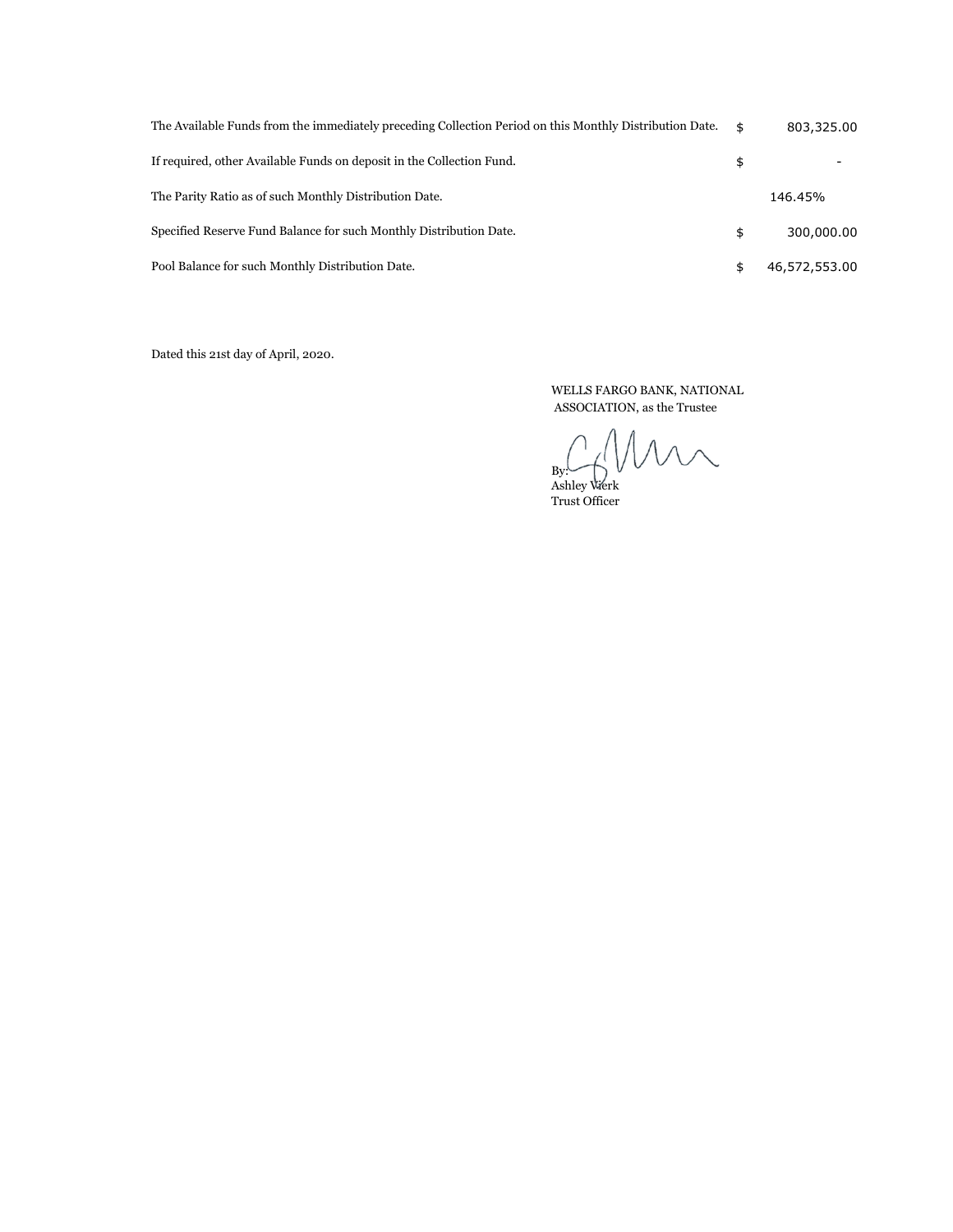| | | |
| --- | --- | --- |
| The Available Funds from the immediately preceding Collection Period on this Monthly Distribution Date. | $ | 803,325.00 |
| If required, other Available Funds on deposit in the Collection Fund. | $ | - |
| The Parity Ratio as of such Monthly Distribution Date. | | 146.45% |
| Specified Reserve Fund Balance for such Monthly Distribution Date. | $ | 300,000.00 |
| Pool Balance for such Monthly Distribution Date. | $ | 46,572,553.00 |

Dated this 21st day of April, 2020.

WELLS FARGO BANK, NATIONAL ASSOCIATION, as the Trustee

By:
Ashley Vierk
Trust Officer